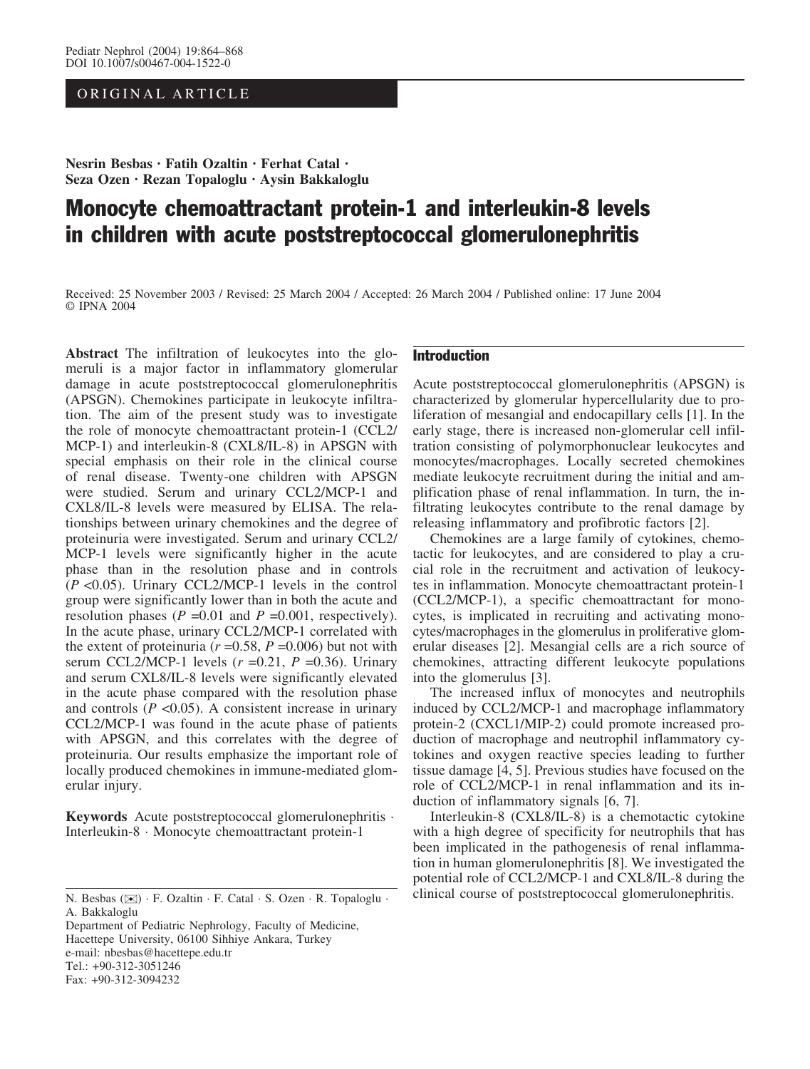ORIGINAL ARTICLE

**Nesrin Besbas · Fatih Ozaltin · Ferhat Catal · Seza Ozen · Rezan Topaloglu · Aysin Bakkaloglu**

# Monocyte chemoattractant protein-1 and interleukin-8 levels in children with acute poststreptococcal glomerulonephritis

Received: 25 November 2003 / Revised: 25 March 2004 / Accepted: 26 March 2004 / Published online: 17 June 2004
© IPNA 2004

**Abstract** The infiltration of leukocytes into the glomeruli is a major factor in inflammatory glomerular damage in acute poststreptococcal glomerulonephritis (APSGN). Chemokines participate in leukocyte infiltration. The aim of the present study was to investigate the role of monocyte chemoattractant protein-1 (CCL2/MCP-1) and interleukin-8 (CXL8/IL-8) in APSGN with special emphasis on their role in the clinical course of renal disease. Twenty-one children with APSGN were studied. Serum and urinary CCL2/MCP-1 and CXL8/IL-8 levels were measured by ELISA. The relationships between urinary chemokines and the degree of proteinuria were investigated. Serum and urinary CCL2/MCP-1 levels were significantly higher in the acute phase than in the resolution phase and in controls ($P < 0.05$). Urinary CCL2/MCP-1 levels in the control group were significantly lower than in both the acute and resolution phases ($P = 0.01$ and $P = 0.001$, respectively). In the acute phase, urinary CCL2/MCP-1 correlated with the extent of proteinuria ($r = 0.58$, $P = 0.006$) but not with serum CCL2/MCP-1 levels ($r = 0.21$, $P = 0.36$). Urinary and serum CXL8/IL-8 levels were significantly elevated in the acute phase compared with the resolution phase and controls ($P < 0.05$). A consistent increase in urinary CCL2/MCP-1 was found in the acute phase of patients with APSGN, and this correlates with the degree of proteinuria. Our results emphasize the important role of locally produced chemokines in immune-mediated glomerular injury.

**Keywords** Acute poststreptococcal glomerulonephritis · Interleukin-8 · Monocyte chemoattractant protein-1

N. Besbas (✉) · F. Ozaltin · F. Catal · S. Ozen · R. Topaloglu · A. Bakkaloglu
Department of Pediatric Nephrology, Faculty of Medicine, Hacettepe University, 06100 Sihhiye Ankara, Turkey
e-mail: nbesbas@hacettepe.edu.tr
Tel.: +90-312-3051246
Fax: +90-312-3094232

## Introduction

Acute poststreptococcal glomerulonephritis (APSGN) is characterized by glomerular hypercellularity due to proliferation of mesangial and endocapillary cells [1]. In the early stage, there is increased non-glomerular cell infiltration consisting of polymorphonuclear leukocytes and monocytes/macrophages. Locally secreted chemokines mediate leukocyte recruitment during the initial and amplification phase of renal inflammation. In turn, the infiltrating leukocytes contribute to the renal damage by releasing inflammatory and profibrotic factors [2].

Chemokines are a large family of cytokines, chemotactic for leukocytes, and are considered to play a crucial role in the recruitment and activation of leukocytes in inflammation. Monocyte chemoattractant protein-1 (CCL2/MCP-1), a specific chemoattractant for monocytes, is implicated in recruiting and activating monocytes/macrophages in the glomerulus in proliferative glomerular diseases [2]. Mesangial cells are a rich source of chemokines, attracting different leukocyte populations into the glomerulus [3].

The increased influx of monocytes and neutrophils induced by CCL2/MCP-1 and macrophage inflammatory protein-2 (CXCL1/MIP-2) could promote increased production of macrophage and neutrophil inflammatory cytokines and oxygen reactive species leading to further tissue damage [4, 5]. Previous studies have focused on the role of CCL2/MCP-1 in renal inflammation and its induction of inflammatory signals [6, 7].

Interleukin-8 (CXL8/IL-8) is a chemotactic cytokine with a high degree of specificity for neutrophils that has been implicated in the pathogenesis of renal inflammation in human glomerulonephritis [8]. We investigated the potential role of CCL2/MCP-1 and CXL8/IL-8 during the clinical course of poststreptococcal glomerulonephritis.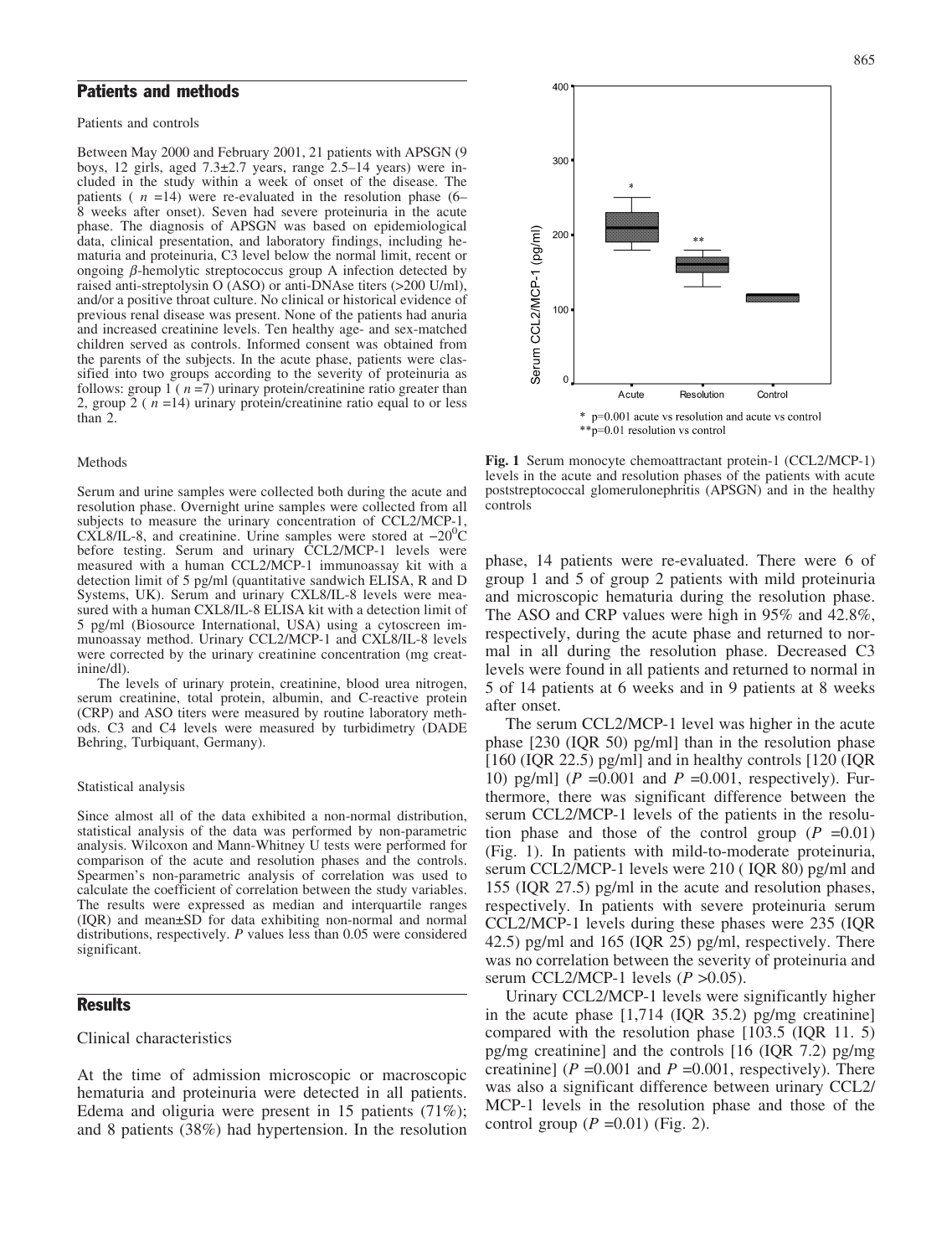## Patients and methods

### Patients and controls

Between May 2000 and February 2001, 21 patients with APSGN (9 boys, 12 girls, aged 7.3±2.7 years, range 2.5–14 years) were included in the study within a week of onset of the disease. The patients ( $n$ =14) were re-evaluated in the resolution phase (6–8 weeks after onset). Seven had severe proteinuria in the acute phase. The diagnosis of APSGN was based on epidemiological data, clinical presentation, and laboratory findings, including hematuria and proteinuria, C3 level below the normal limit, recent or ongoing $\beta$-hemolytic streptococcus group A infection detected by raised anti-streptolysin O (ASO) or anti-DNAse titers (>200 U/ml), and/or a positive throat culture. No clinical or historical evidence of previous renal disease was present. None of the patients had anuria and increased creatinine levels. Ten healthy age- and sex-matched children served as controls. Informed consent was obtained from the parents of the subjects. In the acute phase, patients were classified into two groups according to the severity of proteinuria as follows: group 1 ( $n$ =7) urinary protein/creatinine ratio greater than 2, group 2 ( $n$ =14) urinary protein/creatinine ratio equal to or less than 2.

### Methods

Serum and urine samples were collected both during the acute and resolution phase. Overnight urine samples were collected from all subjects to measure the urinary concentration of CCL2/MCP-1, CXL8/IL-8, and creatinine. Urine samples were stored at $-20^0$C before testing. Serum and urinary CCL2/MCP-1 levels were measured with a human CCL2/MCP-1 immunoassay kit with a detection limit of 5 pg/ml (quantitative sandwich ELISA, R and D Systems, UK). Serum and urinary CXL8/IL-8 levels were measured with a human CXL8/IL-8 ELISA kit with a detection limit of 5 pg/ml (Biosource International, USA) using a cytoscreen immunoassay method. Urinary CCL2/MCP-1 and CXL8/IL-8 levels were corrected by the urinary creatinine concentration (mg creatinine/dl).

The levels of urinary protein, creatinine, blood urea nitrogen, serum creatinine, total protein, albumin, and C-reactive protein (CRP) and ASO titers were measured by routine laboratory methods. C3 and C4 levels were measured by turbidimetry (DADE Behring, Turbiquant, Germany).

### Statistical analysis

Since almost all of the data exhibited a non-normal distribution, statistical analysis of the data was performed by non-parametric analysis. Wilcoxon and Mann-Whitney U tests were performed for comparison of the acute and resolution phases and the controls. Spearmen's non-parametric analysis of correlation was used to calculate the coefficient of correlation between the study variables. The results were expressed as median and interquartile ranges (IQR) and mean±SD for data exhibiting non-normal and normal distributions, respectively. $P$ values less than 0.05 were considered significant.

## Results

### Clinical characteristics

At the time of admission microscopic or macroscopic hematuria and proteinuria were detected in all patients. Edema and oliguria were present in 15 patients (71%); and 8 patients (38%) had hypertension. In the resolution phase, 14 patients were re-evaluated. There were 6 of group 1 and 5 of group 2 patients with mild proteinuria and microscopic hematuria during the resolution phase. The ASO and CRP values were high in 95% and 42.8%, respectively, during the acute phase and returned to normal in all during the resolution phase. Decreased C3 levels were found in all patients and returned to normal in 5 of 14 patients at 6 weeks and in 9 patients at 8 weeks after onset.

\* p=0.001 acute vs resolution and acute vs control
\*\*p=0.01 resolution vs control

**Fig. 1** Serum monocyte chemoattractant protein-1 (CCL2/MCP-1) levels in the acute and resolution phases of the patients with acute poststreptococcal glomerulonephritis (APSGN) and in the healthy controls

The serum CCL2/MCP-1 level was higher in the acute phase [230 (IQR 50) pg/ml] than in the resolution phase [160 (IQR 22.5) pg/ml] and in healthy controls [120 (IQR 10) pg/ml] ($P$ =0.001 and $P$ =0.001, respectively). Furthermore, there was significant difference between the serum CCL2/MCP-1 levels of the patients in the resolution phase and those of the control group ($P$ =0.01) (Fig. 1). In patients with mild-to-moderate proteinuria, serum CCL2/MCP-1 levels were 210 ( IQR 80) pg/ml and 155 (IQR 27.5) pg/ml in the acute and resolution phases, respectively. In patients with severe proteinuria serum CCL2/MCP-1 levels during these phases were 235 (IQR 42.5) pg/ml and 165 (IQR 25) pg/ml, respectively. There was no correlation between the severity of proteinuria and serum CCL2/MCP-1 levels ($P$ >0.05).

Urinary CCL2/MCP-1 levels were significantly higher in the acute phase [1,714 (IQR 35.2) pg/mg creatinine] compared with the resolution phase [103.5 (IQR 11. 5) pg/mg creatinine] and the controls [16 (IQR 7.2) pg/mg creatinine] ($P$ =0.001 and $P$ =0.001, respectively). There was also a significant difference between urinary CCL2/MCP-1 levels in the resolution phase and those of the control group ($P$ =0.01) (Fig. 2).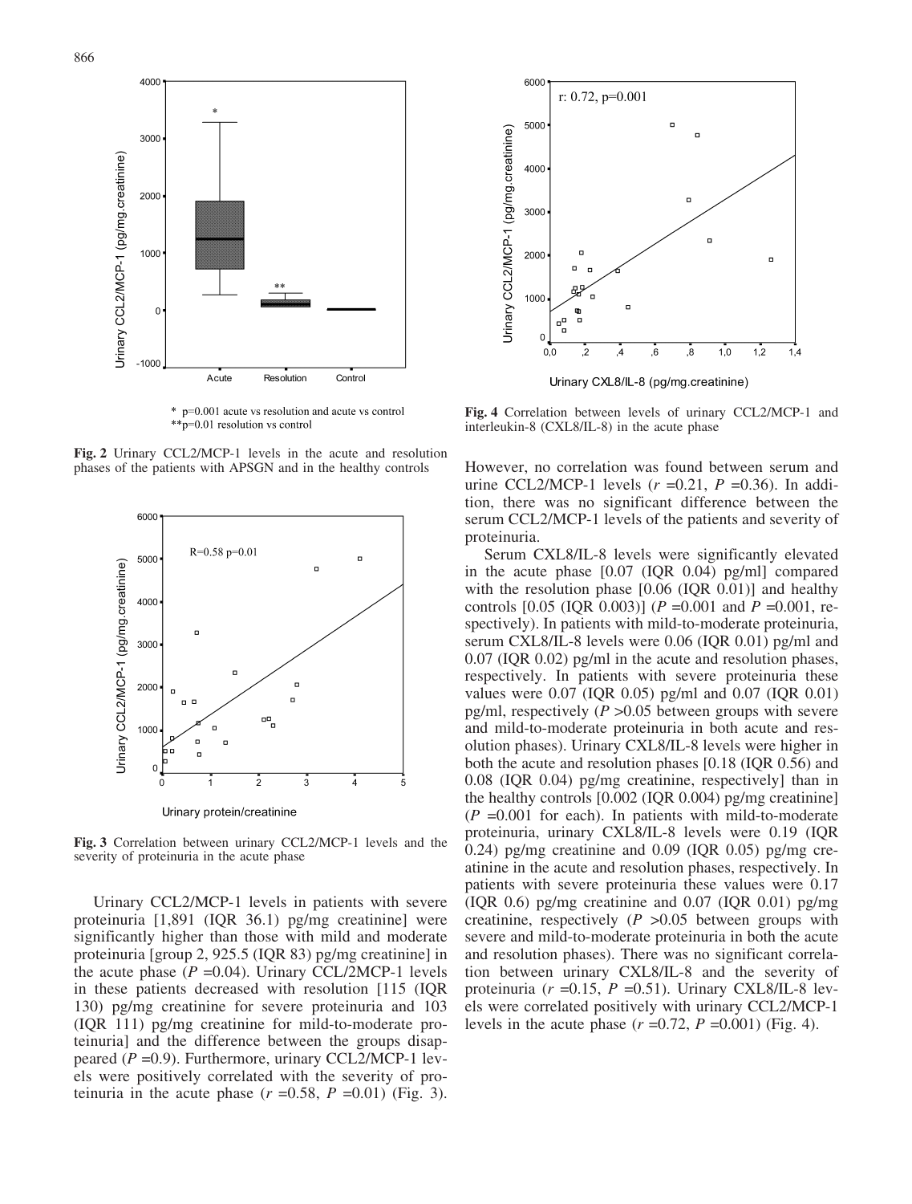\* p=0.001 acute vs resolution and acute vs control
\*\*p=0.01 resolution vs control

**Fig. 2** Urinary CCL2/MCP-1 levels in the acute and resolution phases of the patients with APSGN and in the healthy controls

**Fig. 3** Correlation between urinary CCL2/MCP-1 levels and the severity of proteinuria in the acute phase

Urinary CCL2/MCP-1 levels in patients with severe proteinuria [1,891 (IQR 36.1) pg/mg creatinine] were significantly higher than those with mild and moderate proteinuria [group 2, 925.5 (IQR 83) pg/mg creatinine] in the acute phase ($P$ =0.04). Urinary CCL/2MCP-1 levels in these patients decreased with resolution [115 (IQR 130) pg/mg creatinine for severe proteinuria and 103 (IQR 111) pg/mg creatinine for mild-to-moderate proteinuria] and the difference between the groups disappeared ($P$ =0.9). Furthermore, urinary CCL2/MCP-1 levels were positively correlated with the severity of proteinuria in the acute phase ($r$ =0.58, $P$ =0.01) (Fig. 3).

**Fig. 4** Correlation between levels of urinary CCL2/MCP-1 and interleukin-8 (CXL8/IL-8) in the acute phase

However, no correlation was found between serum and urine CCL2/MCP-1 levels ($r$ =0.21, $P$ =0.36). In addition, there was no significant difference between the serum CCL2/MCP-1 levels of the patients and severity of proteinuria.

Serum CXL8/IL-8 levels were significantly elevated in the acute phase [0.07 (IQR 0.04) pg/ml] compared with the resolution phase [0.06 (IQR 0.01)] and healthy controls [0.05 (IQR 0.003)] ($P$ =0.001 and $P$ =0.001, respectively). In patients with mild-to-moderate proteinuria, serum CXL8/IL-8 levels were 0.06 (IQR 0.01) pg/ml and 0.07 (IQR 0.02) pg/ml in the acute and resolution phases, respectively. In patients with severe proteinuria these values were 0.07 (IQR 0.05) pg/ml and 0.07 (IQR 0.01) pg/ml, respectively ($P$ >0.05 between groups with severe and mild-to-moderate proteinuria in both acute and resolution phases). Urinary CXL8/IL-8 levels were higher in both the acute and resolution phases [0.18 (IQR 0.56) and 0.08 (IQR 0.04) pg/mg creatinine, respectively] than in the healthy controls [0.002 (IQR 0.004) pg/mg creatinine] ($P$ =0.001 for each). In patients with mild-to-moderate proteinuria, urinary CXL8/IL-8 levels were 0.19 (IQR 0.24) pg/mg creatinine and 0.09 (IQR 0.05) pg/mg creatinine in the acute and resolution phases, respectively. In patients with severe proteinuria these values were 0.17 (IQR 0.6) pg/mg creatinine and 0.07 (IQR 0.01) pg/mg creatinine, respectively ($P$ >0.05 between groups with severe and mild-to-moderate proteinuria in both the acute and resolution phases). There was no significant correlation between urinary CXL8/IL-8 and the severity of proteinuria ($r$ =0.15, $P$ =0.51). Urinary CXL8/IL-8 levels were correlated positively with urinary CCL2/MCP-1 levels in the acute phase ($r$ =0.72, $P$ =0.001) (Fig. 4).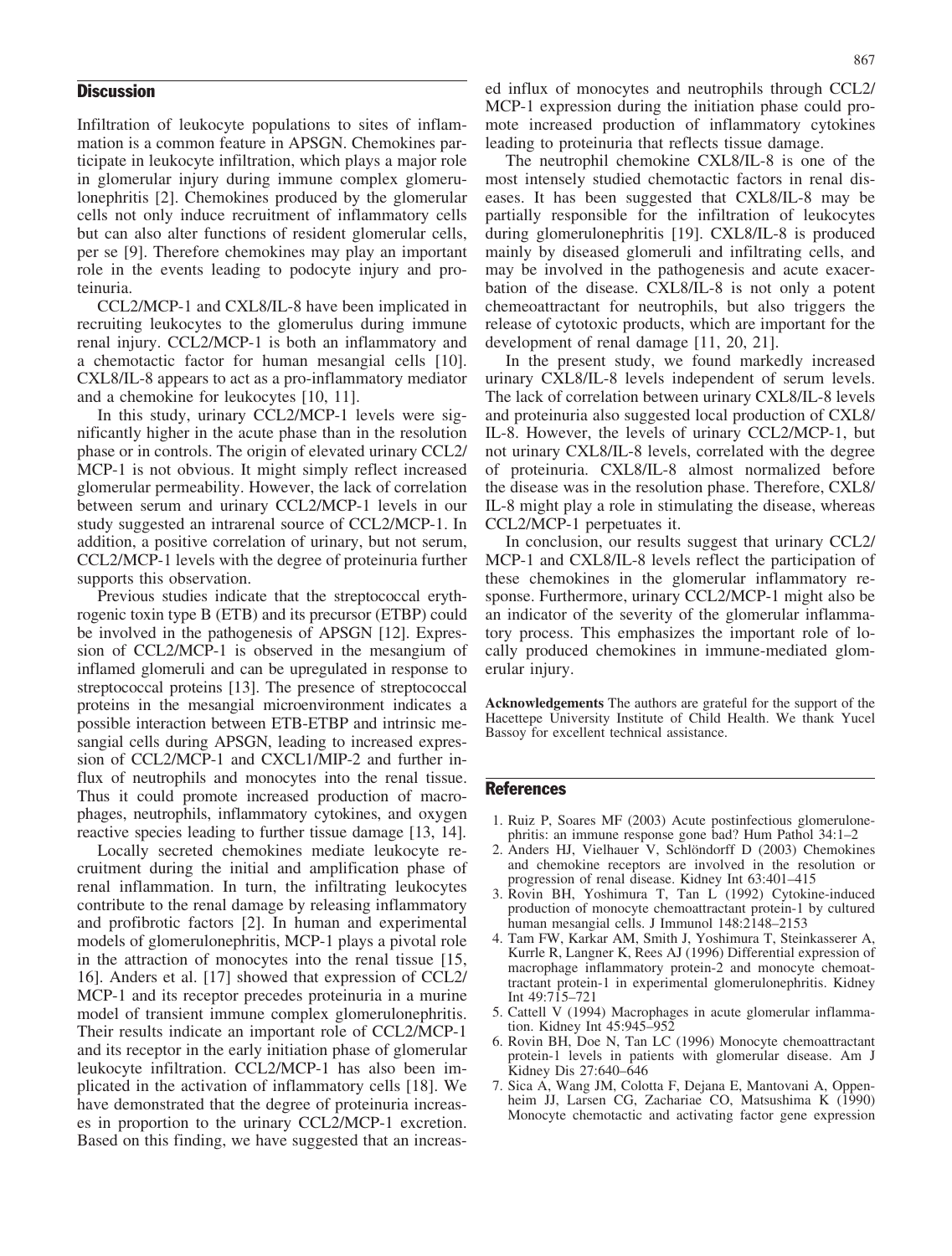## Discussion

Infiltration of leukocyte populations to sites of inflammation is a common feature in APSGN. Chemokines participate in leukocyte infiltration, which plays a major role in glomerular injury during immune complex glomerulonephritis [2]. Chemokines produced by the glomerular cells not only induce recruitment of inflammatory cells but can also alter functions of resident glomerular cells, per se [9]. Therefore chemokines may play an important role in the events leading to podocyte injury and proteinuria.

CCL2/MCP-1 and CXL8/IL-8 have been implicated in recruiting leukocytes to the glomerulus during immune renal injury. CCL2/MCP-1 is both an inflammatory and a chemotactic factor for human mesangial cells [10]. CXL8/IL-8 appears to act as a pro-inflammatory mediator and a chemokine for leukocytes [10, 11].

In this study, urinary CCL2/MCP-1 levels were significantly higher in the acute phase than in the resolution phase or in controls. The origin of elevated urinary CCL2/MCP-1 is not obvious. It might simply reflect increased glomerular permeability. However, the lack of correlation between serum and urinary CCL2/MCP-1 levels in our study suggested an intrarenal source of CCL2/MCP-1. In addition, a positive correlation of urinary, but not serum, CCL2/MCP-1 levels with the degree of proteinuria further supports this observation.

Previous studies indicate that the streptococcal erythrogenic toxin type B (ETB) and its precursor (ETBP) could be involved in the pathogenesis of APSGN [12]. Expression of CCL2/MCP-1 is observed in the mesangium of inflamed glomeruli and can be upregulated in response to streptococcal proteins [13]. The presence of streptococcal proteins in the mesangial microenvironment indicates a possible interaction between ETB-ETBP and intrinsic mesangial cells during APSGN, leading to increased expression of CCL2/MCP-1 and CXCL1/MIP-2 and further influx of neutrophils and monocytes into the renal tissue. Thus it could promote increased production of macrophages, neutrophils, inflammatory cytokines, and oxygen reactive species leading to further tissue damage [13, 14].

Locally secreted chemokines mediate leukocyte recruitment during the initial and amplification phase of renal inflammation. In turn, the infiltrating leukocytes contribute to the renal damage by releasing inflammatory and profibrotic factors [2]. In human and experimental models of glomerulonephritis, MCP-1 plays a pivotal role in the attraction of monocytes into the renal tissue [15, 16]. Anders et al. [17] showed that expression of CCL2/MCP-1 and its receptor precedes proteinuria in a murine model of transient immune complex glomerulonephritis. Their results indicate an important role of CCL2/MCP-1 and its receptor in the early initiation phase of glomerular leukocyte infiltration. CCL2/MCP-1 has also been implicated in the activation of inflammatory cells [18]. We have demonstrated that the degree of proteinuria increases in proportion to the urinary CCL2/MCP-1 excretion. Based on this finding, we have suggested that an increased influx of monocytes and neutrophils through CCL2/MCP-1 expression during the initiation phase could promote increased production of inflammatory cytokines leading to proteinuria that reflects tissue damage.

The neutrophil chemokine CXL8/IL-8 is one of the most intensely studied chemotactic factors in renal diseases. It has been suggested that CXL8/IL-8 may be partially responsible for the infiltration of leukocytes during glomerulonephritis [19]. CXL8/IL-8 is produced mainly by diseased glomeruli and infiltrating cells, and may be involved in the pathogenesis and acute exacerbation of the disease. CXL8/IL-8 is not only a potent chemeoattractant for neutrophils, but also triggers the release of cytotoxic products, which are important for the development of renal damage [11, 20, 21].

In the present study, we found markedly increased urinary CXL8/IL-8 levels independent of serum levels. The lack of correlation between urinary CXL8/IL-8 levels and proteinuria also suggested local production of CXL8/IL-8. However, the levels of urinary CCL2/MCP-1, but not urinary CXL8/IL-8 levels, correlated with the degree of proteinuria. CXL8/IL-8 almost normalized before the disease was in the resolution phase. Therefore, CXL8/IL-8 might play a role in stimulating the disease, whereas CCL2/MCP-1 perpetuates it.

In conclusion, our results suggest that urinary CCL2/MCP-1 and CXL8/IL-8 levels reflect the participation of these chemokines in the glomerular inflammatory response. Furthermore, urinary CCL2/MCP-1 might also be an indicator of the severity of the glomerular inflammatory process. This emphasizes the important role of locally produced chemokines in immune-mediated glomerular injury.

**Acknowledgements** The authors are grateful for the support of the Hacettepe University Institute of Child Health. We thank Yucel Bassoy for excellent technical assistance.

## References

1. Ruiz P, Soares MF (2003) Acute postinfectious glomerulonephritis: an immune response gone bad? Hum Pathol 34:1–2
2. Anders HJ, Vielhauer V, Schlöndorff D (2003) Chemokines and chemokine receptors are involved in the resolution or progression of renal disease. Kidney Int 63:401–415
3. Rovin BH, Yoshimura T, Tan L (1992) Cytokine-induced production of monocyte chemoattractant protein-1 by cultured human mesangial cells. J Immunol 148:2148–2153
4. Tam FW, Karkar AM, Smith J, Yoshimura T, Steinkasserer A, Kurrle R, Langner K, Rees AJ (1996) Differential expression of macrophage inflammatory protein-2 and monocyte chemoattractant protein-1 in experimental glomerulonephritis. Kidney Int 49:715–721
5. Cattell V (1994) Macrophages in acute glomerular inflammation. Kidney Int 45:945–952
6. Rovin BH, Doe N, Tan LC (1996) Monocyte chemoattractant protein-1 levels in patients with glomerular disease. Am J Kidney Dis 27:640–646
7. Sica A, Wang JM, Colotta F, Dejana E, Mantovani A, Oppenheim JJ, Larsen CG, Zachariae CO, Matsushima K (1990) Monocyte chemotactic and activating factor gene expression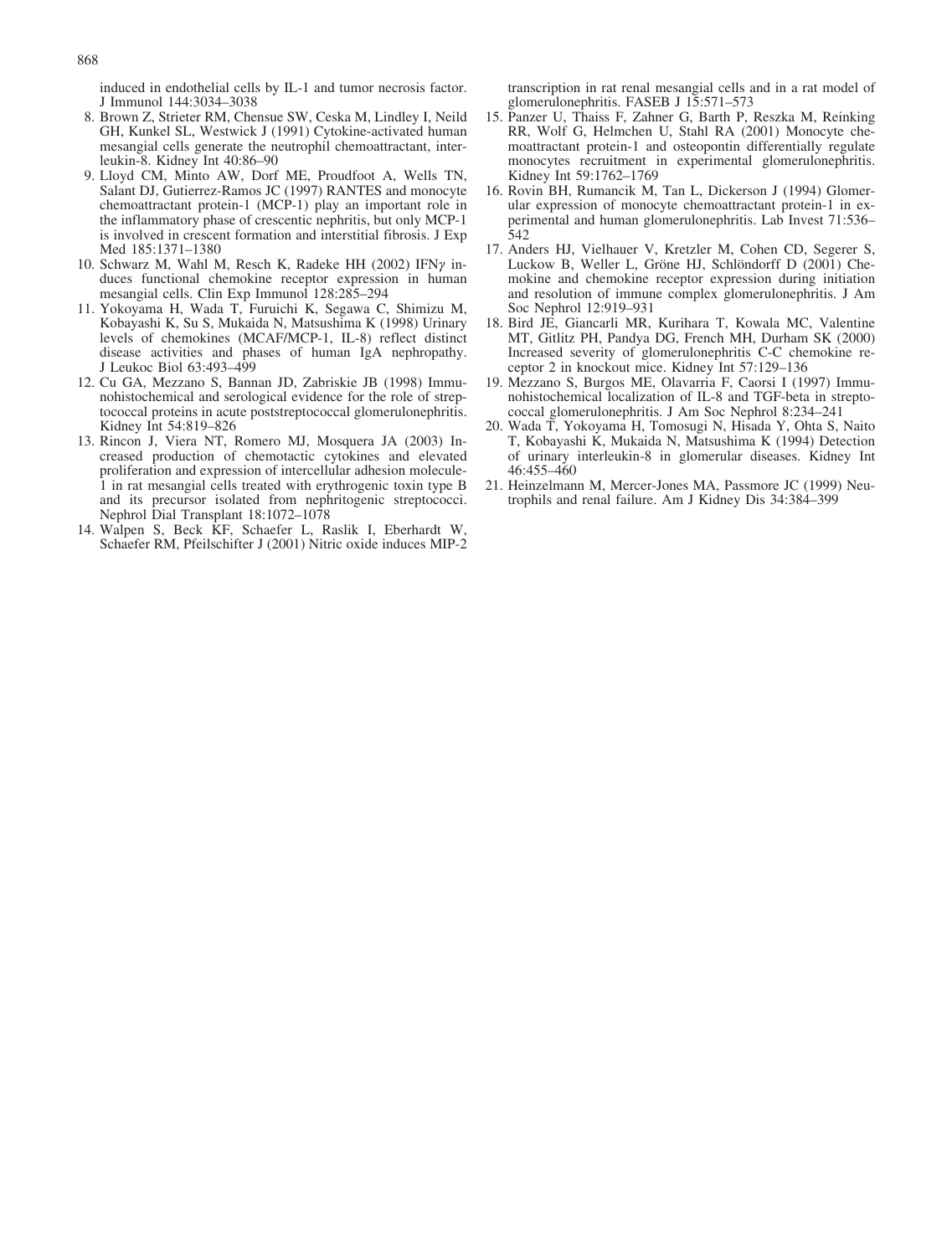induced in endothelial cells by IL-1 and tumor necrosis factor. J Immunol 144:3034–3038

8. Brown Z, Strieter RM, Chensue SW, Ceska M, Lindley I, Neild GH, Kunkel SL, Westwick J (1991) Cytokine-activated human mesangial cells generate the neutrophil chemoattractant, interleukin-8. Kidney Int 40:86–90
9. Lloyd CM, Minto AW, Dorf ME, Proudfoot A, Wells TN, Salant DJ, Gutierrez-Ramos JC (1997) RANTES and monocyte chemoattractant protein-1 (MCP-1) play an important role in the inflammatory phase of crescentic nephritis, but only MCP-1 is involved in crescent formation and interstitial fibrosis. J Exp Med 185:1371–1380
10. Schwarz M, Wahl M, Resch K, Radeke HH (2002) IFN$\gamma$ induces functional chemokine receptor expression in human mesangial cells. Clin Exp Immunol 128:285–294
11. Yokoyama H, Wada T, Furuichi K, Segawa C, Shimizu M, Kobayashi K, Su S, Mukaida N, Matsushima K (1998) Urinary levels of chemokines (MCAF/MCP-1, IL-8) reflect distinct disease activities and phases of human IgA nephropathy. J Leukoc Biol 63:493–499
12. Cu GA, Mezzano S, Bannan JD, Zabriskie JB (1998) Immunohistochemical and serological evidence for the role of streptococcal proteins in acute poststreptococcal glomerulonephritis. Kidney Int 54:819–826
13. Rincon J, Viera NT, Romero MJ, Mosquera JA (2003) Increased production of chemotactic cytokines and elevated proliferation and expression of intercellular adhesion molecule-1 in rat mesangial cells treated with erythrogenic toxin type B and its precursor isolated from nephritogenic streptococci. Nephrol Dial Transplant 18:1072–1078
14. Walpen S, Beck KF, Schaefer L, Raslik I, Eberhardt W, Schaefer RM, Pfeilschifter J (2001) Nitric oxide induces MIP-2 transcription in rat renal mesangial cells and in a rat model of glomerulonephritis. FASEB J 15:571–573
15. Panzer U, Thaiss F, Zahner G, Barth P, Reszka M, Reinking RR, Wolf G, Helmchen U, Stahl RA (2001) Monocyte chemoattractant protein-1 and osteopontin differentially regulate monocytes recruitment in experimental glomerulonephritis. Kidney Int 59:1762–1769
16. Rovin BH, Rumancik M, Tan L, Dickerson J (1994) Glomerular expression of monocyte chemoattractant protein-1 in experimental and human glomerulonephritis. Lab Invest 71:536–542
17. Anders HJ, Vielhauer V, Kretzler M, Cohen CD, Segerer S, Luckow B, Weller L, Gröne HJ, Schlöndorff D (2001) Chemokine and chemokine receptor expression during initiation and resolution of immune complex glomerulonephritis. J Am Soc Nephrol 12:919–931
18. Bird JE, Giancarli MR, Kurihara T, Kowala MC, Valentine MT, Gitlitz PH, Pandya DG, French MH, Durham SK (2000) Increased severity of glomerulonephritis C-C chemokine receptor 2 in knockout mice. Kidney Int 57:129–136
19. Mezzano S, Burgos ME, Olavarria F, Caorsi I (1997) Immunohistochemical localization of IL-8 and TGF-beta in streptococcal glomerulonephritis. J Am Soc Nephrol 8:234–241
20. Wada T, Yokoyama H, Tomosugi N, Hisada Y, Ohta S, Naito T, Kobayashi K, Mukaida N, Matsushima K (1994) Detection of urinary interleukin-8 in glomerular diseases. Kidney Int 46:455–460
21. Heinzelmann M, Mercer-Jones MA, Passmore JC (1999) Neutrophils and renal failure. Am J Kidney Dis 34:384–399